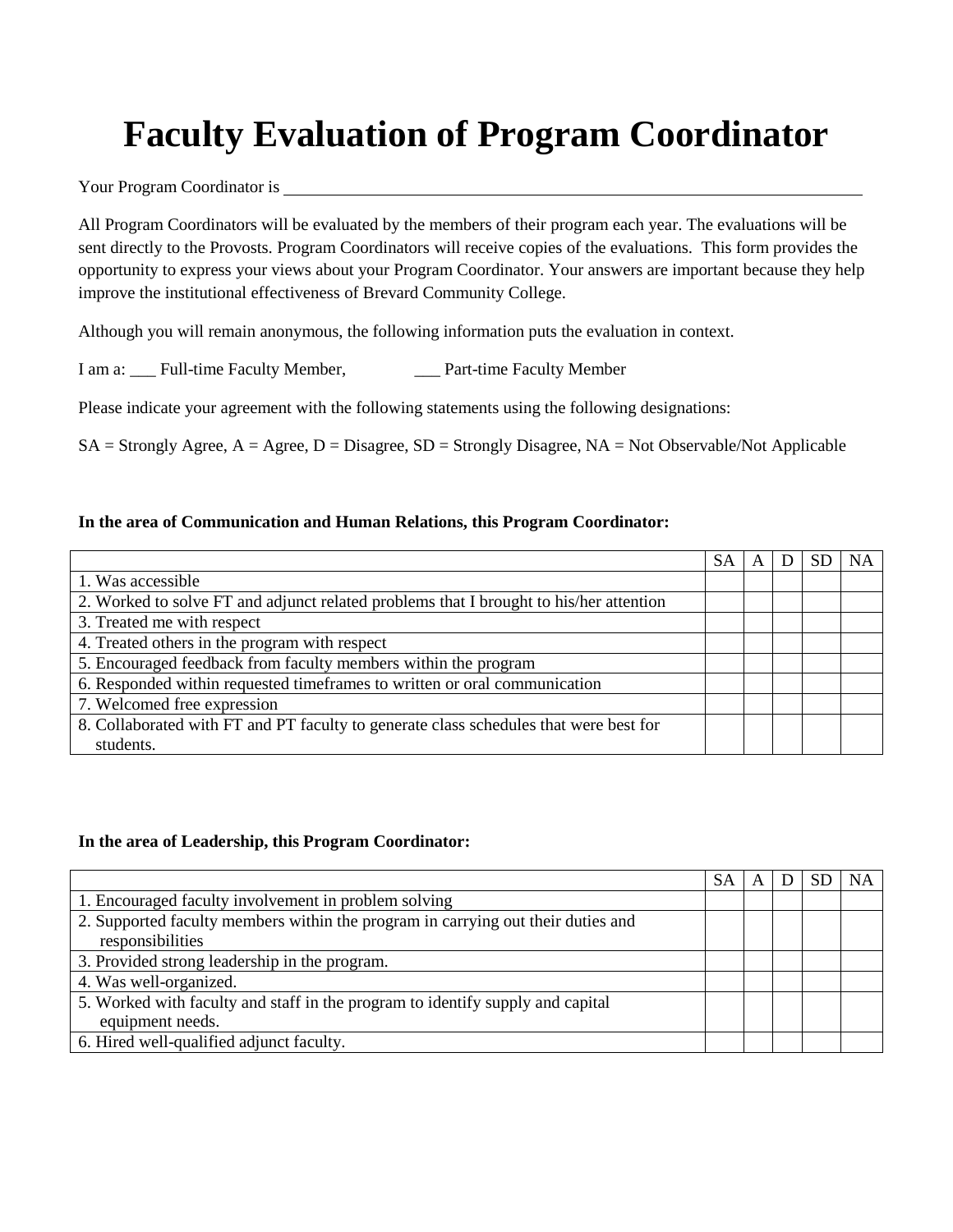# Faculty Evaluation of Program Coordinator

Your Program Coordinator is ______________________________________________

All Program Coordinators will be evaluated by the members of their program each year. The evaluations will be sent directly to the Provosts. Program Coordinators will receive copies of the evaluations. This form provides the opportunity to express your views about your Program Coordinator. Your answers are important because they help improve the institutional effectiveness of Brevard Community College.

Although you will remain anonymous, the following information puts the evaluation in context.

I am a: ___ Full-time Faculty Member, ___ Part-time Faculty Member

Please indicate your agreement with the following statements using the following designations:

SA = Strongly Agree, A = Agree, D = Disagree, SD = Strongly Disagree, NA = Not Observable/Not Applicable

**In the area of Communication and Human Relations, this Program Coordinator:**

| | SA | A | D | SD | NA |
|---|---|---|---|---|---|
| 1. Was accessible | | | | | |
| 2. Worked to solve FT and adjunct related problems that I brought to his/her attention | | | | | |
| 3. Treated me with respect | | | | | |
| 4. Treated others in the program with respect | | | | | |
| 5. Encouraged feedback from faculty members within the program | | | | | |
| 6. Responded within requested timeframes to written or oral communication | | | | | |
| 7. Welcomed free expression | | | | | |
| 8. Collaborated with FT and PT faculty to generate class schedules that were best for students. | | | | | |

**In the area of Leadership, this Program Coordinator:**

| | SA | A | D | SD | NA |
|---|---|---|---|---|---|
| 1. Encouraged faculty involvement in problem solving | | | | | |
| 2. Supported faculty members within the program in carrying out their duties and responsibilities | | | | | |
| 3. Provided strong leadership in the program. | | | | | |
| 4. Was well-organized. | | | | | |
| 5. Worked with faculty and staff in the program to identify supply and capital equipment needs. | | | | | |
| 6. Hired well-qualified adjunct faculty. | | | | | |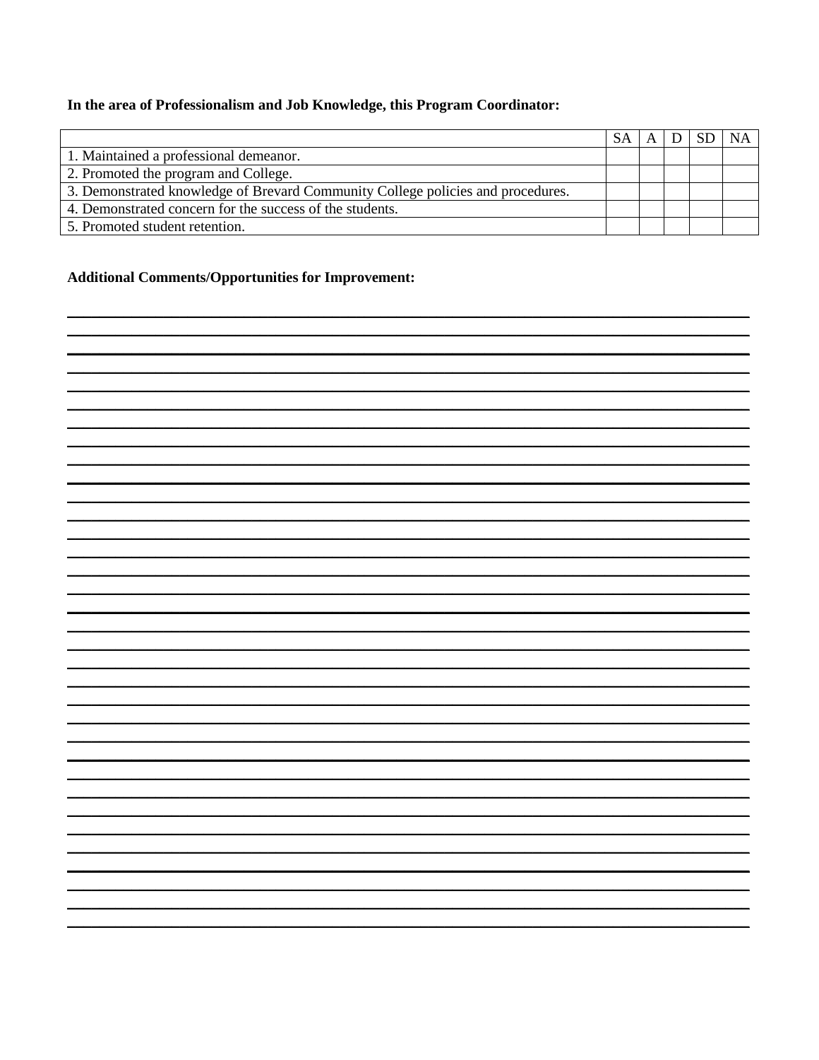**In the area of Professionalism and Job Knowledge, this Program Coordinator:**

| | SA | A | D | SD | NA |
|---|---|---|---|---|---|
| 1. Maintained a professional demeanor. | | | | | |
| 2. Promoted the program and College. | | | | | |
| 3. Demonstrated knowledge of Brevard Community College policies and procedures. | | | | | |
| 4. Demonstrated concern for the success of the students. | | | | | |
| 5. Promoted student retention. | | | | | |

**Additional Comments/Opportunities for Improvement:**